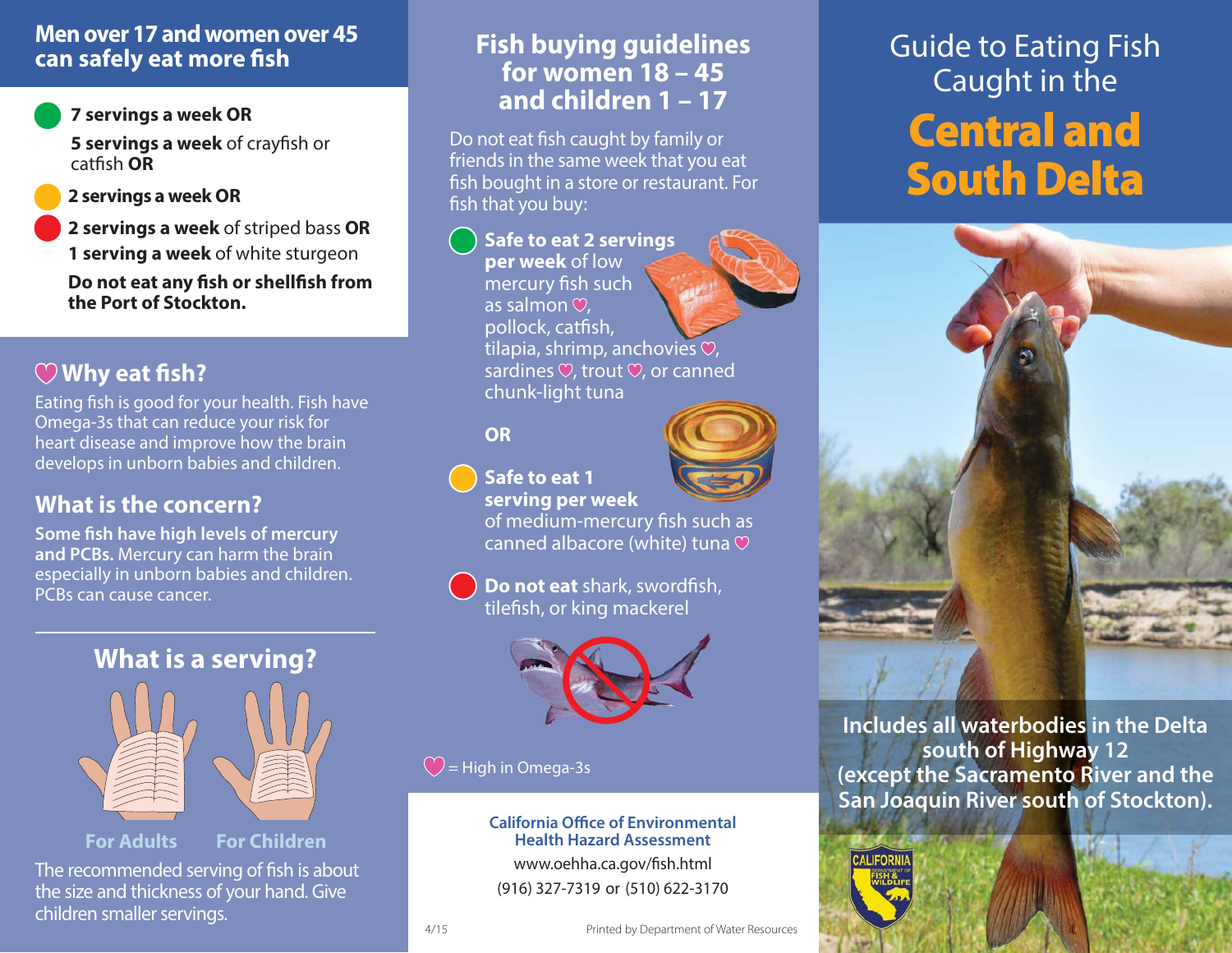## Men over 17 and women over 45 can safely eat more fish

- **7 servings a week OR**
  **5 servings a week** of crayfish or catfish **OR**
- **2 servings a week OR**
- **2 servings a week** of striped bass **OR**
  **1 serving a week** of white sturgeon

**Do not eat any fish or shellfish from the Port of Stockton.**

## ♡ Why eat fish?

Eating fish is good for your health. Fish have Omega-3s that can reduce your risk for heart disease and improve how the brain develops in unborn babies and children.

## What is the concern?

**Some fish have high levels of mercury and PCBs.** Mercury can harm the brain especially in unborn babies and children. PCBs can cause cancer.

## What is a serving?

For Adults     For Children

The recommended serving of fish is about the size and thickness of your hand. Give children smaller servings.

## Fish buying guidelines for women 18 – 45 and children 1 – 17

Do not eat fish caught by family or friends in the same week that you eat fish bought in a store or restaurant. For fish that you buy:

- **Safe to eat 2 servings per week** of low mercury fish such as salmon ♡, pollock, catfish, tilapia, shrimp, anchovies ♡, sardines ♡, trout ♡, or canned chunk-light tuna

**OR**

- **Safe to eat 1 serving per week** of medium-mercury fish such as canned albacore (white) tuna ♡
- **Do not eat** shark, swordfish, tilefish, or king mackerel

♡ = High in Omega-3s

**California Office of Environmental Health Hazard Assessment**
www.oehha.ca.gov/fish.html
(916) 327-7319 or (510) 622-3170

4/15     Printed by Department of Water Resources

# Guide to Eating Fish Caught in the Central and South Delta

**Includes all waterbodies in the Delta south of Highway 12 (except the Sacramento River and the San Joaquin River south of Stockton).**

CALIFORNIA DEPARTMENT OF FISH & WILDLIFE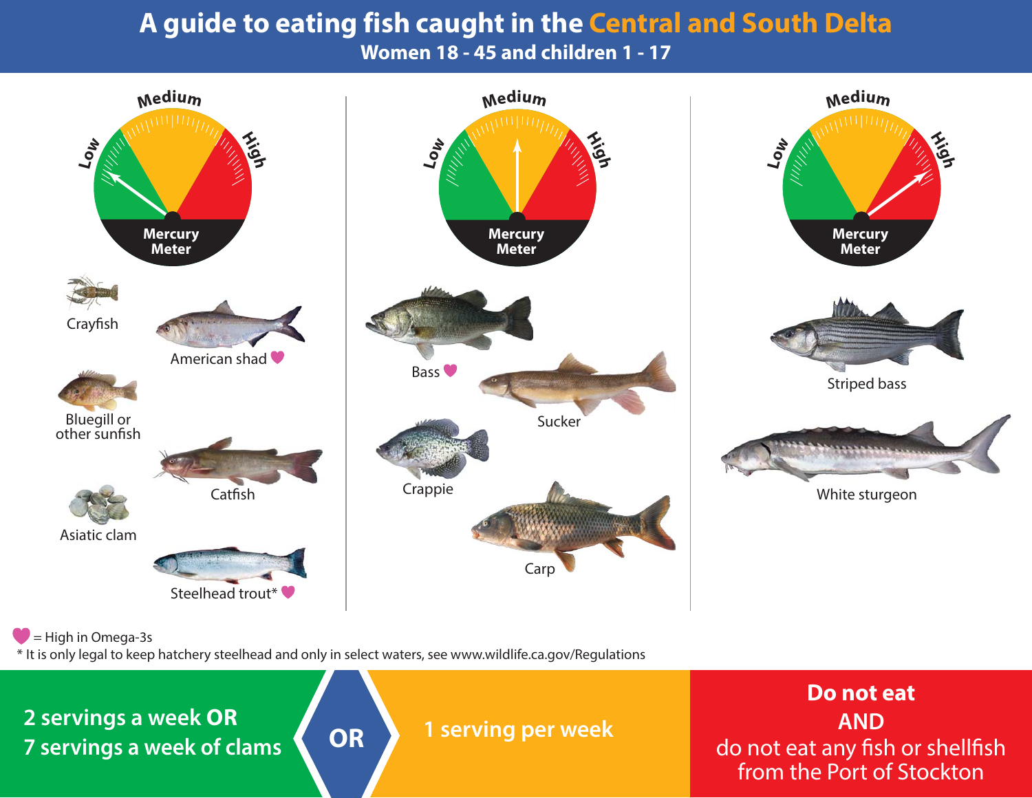# A guide to eating fish caught in the Central and South Delta

**Women 18 - 45 and children 1 - 17**

## Low — Mercury Meter

- Crayfish
- American shad ♥
- Bluegill or other sunfish
- Catfish
- Asiatic clam
- Steelhead trout* ♥

**2 servings a week OR 7 servings a week of clams**

**OR**

## Medium — Mercury Meter

- Bass ♥
- Sucker
- Crappie
- Carp

**1 serving per week**

## High — Mercury Meter

- Striped bass
- White sturgeon

**Do not eat AND** do not eat any fish or shellfish from the Port of Stockton

♥ = High in Omega-3s

* It is only legal to keep hatchery steelhead and only in select waters, see www.wildlife.ca.gov/Regulations